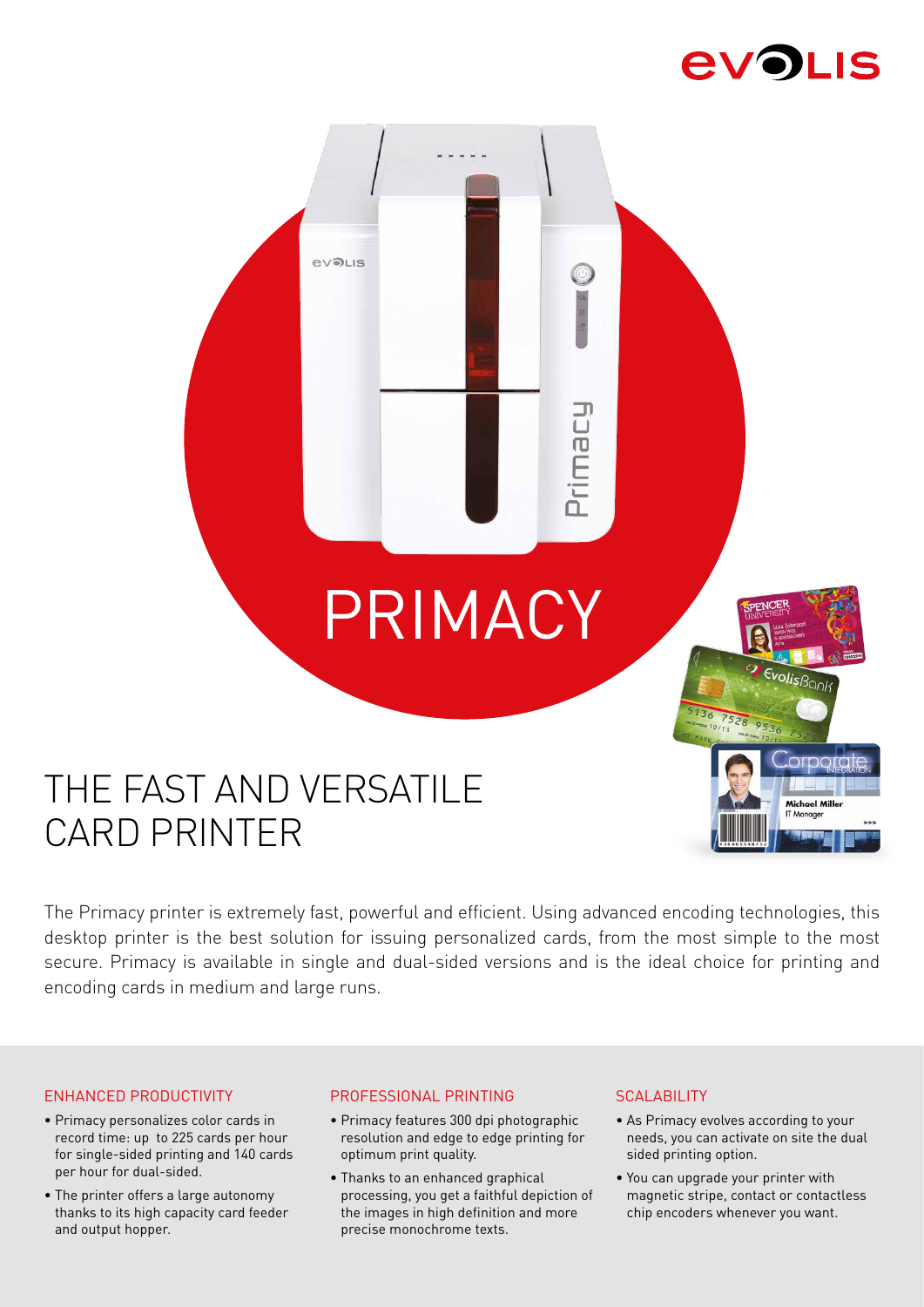# PRIMACY

## THE FAST AND VERSATILE CARD PRINTER

The Primacy printer is extremely fast, powerful and efficient. Using advanced encoding technologies, this desktop printer is the best solution for issuing personalized cards, from the most simple to the most secure. Primacy is available in single and dual-sided versions and is the ideal choice for printing and encoding cards in medium and large runs.

### ENHANCED PRODUCTIVITY

- Primacy personalizes color cards in record time: up to 225 cards per hour for single-sided printing and 140 cards per hour for dual-sided.
- The printer offers a large autonomy thanks to its high capacity card feeder and output hopper.

### PROFESSIONAL PRINTING

- Primacy features 300 dpi photographic resolution and edge to edge printing for optimum print quality.
- Thanks to an enhanced graphical processing, you get a faithful depiction of the images in high definition and more precise monochrome texts.

### SCALABILITY

- As Primacy evolves according to your needs, you can activate on site the dual sided printing option.
- You can upgrade your printer with magnetic stripe, contact or contactless chip encoders whenever you want.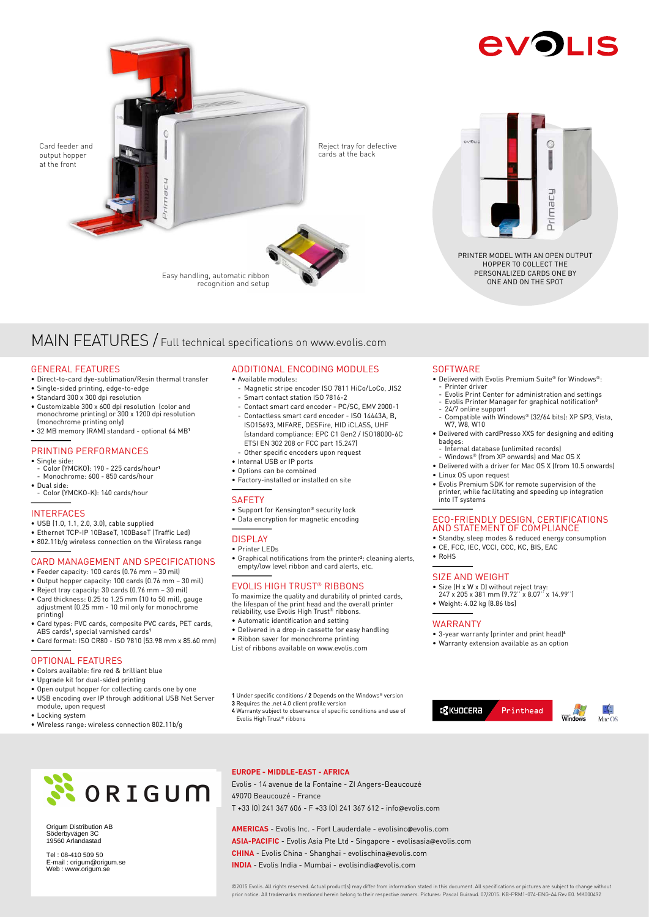Card feeder and output hopper at the front

Reject tray for defective cards at the back

Easy handling, automatic ribbon recognition and setup

PRINTER MODEL WITH AN OPEN OUTPUT HOPPER TO COLLECT THE PERSONALIZED CARDS ONE BY ONE AND ON THE SPOT

# MAIN FEATURES / Full technical specifications on www.evolis.com

## GENERAL FEATURES

- Direct-to-card dye-sublimation/Resin thermal transfer
- Single-sided printing, edge-to-edge
- Standard 300 x 300 dpi resolution
- Customizable 300 x 600 dpi resolution (color and monochrome printing) or 300 x 1200 dpi resolution (monochrome printing only)
- 32 MB memory (RAM) standard - optional 64 MB[1]

## PRINTING PERFORMANCES

- Single side:
  - Color (YMCKO): 190 - 225 cards/hour[1]
  - Monochrome: 600 - 850 cards/hour
- Dual side:
  - Color (YMCKO-K): 140 cards/hour

## INTERFACES

- USB (1.0, 1.1, 2.0, 3.0), cable supplied
- Ethernet TCP-IP 10BaseT, 100BaseT (Traffic Led)
- 802.11b/g wireless connection on the Wireless range

## CARD MANAGEMENT AND SPECIFICATIONS

- Feeder capacity: 100 cards (0.76 mm – 30 mil)
- Output hopper capacity: 100 cards (0.76 mm – 30 mil)
- Reject tray capacity: 30 cards (0.76 mm – 30 mil)
- Card thickness: 0.25 to 1.25 mm (10 to 50 mil), gauge adjustment (0.25 mm - 10 mil only for monochrome printing)
- Card types: PVC cards, composite PVC cards, PET cards, ABS cards[1], special varnished cards[1]
- Card format: ISO CR80 - ISO 7810 (53.98 mm x 85.60 mm)

## OPTIONAL FEATURES

- Colors available: fire red & brilliant blue
- Upgrade kit for dual-sided printing
- Open output hopper for collecting cards one by one
- USB encoding over IP through additional USB Net Server module, upon request
- Locking system
- Wireless range: wireless connection 802.11b/g

## ADDITIONAL ENCODING MODULES

- Available modules:
  - Magnetic stripe encoder ISO 7811 HiCo/LoCo, JIS2
  - Smart contact station ISO 7816-2
  - Contact smart card encoder - PC/SC, EMV 2000-1
  - Contactless smart card encoder - ISO 14443A, B, ISO15693, MIFARE, DESFire, HID iCLASS, UHF (standard compliance: EPC C1 Gen2 / ISO18000-6C ETSI EN 302 208 or FCC part 15.247)
  - Other specific encoders upon request
- Internal USB or IP ports
- Options can be combined
- Factory-installed or installed on site

## SAFETY

- Support for Kensington® security lock
- Data encryption for magnetic encoding

## DISPLAY

- Printer LEDs
- Graphical notifications from the printer[2]: cleaning alerts, empty/low level ribbon and card alerts, etc.

## EVOLIS HIGH TRUST® RIBBONS

To maximize the quality and durability of printed cards, the lifespan of the print head and the overall printer reliability, use Evolis High Trust® ribbons.

- Automatic identification and setting
- Delivered in a drop-in cassette for easy handling
- Ribbon saver for monochrome printing

List of ribbons available on www.evolis.com

## SOFTWARE

- Delivered with Evolis Premium Suite® for Windows®:
  - Printer driver
  - Evolis Print Center for administration and settings
  - Evolis Printer Manager for graphical notification[3]
  - 24/7 online support
  - Compatible with Windows® (32/64 bits): XP SP3, Vista, W7, W8, W10
- Delivered with cardPresso XXS for designing and editing badges:
  - Internal database (unlimited records)
  - Windows® (from XP onwards) and Mac OS X
- Delivered with a driver for Mac OS X (from 10.5 onwards)
- Linux OS upon request
- Evolis Premium SDK for remote supervision of the printer, while facilitating and speeding up integration into IT systems

## ECO-FRIENDLY DESIGN, CERTIFICATIONS AND STATEMENT OF COMPLIANCE

- Standby, sleep modes & reduced energy consumption
- CE, FCC, IEC, VCCI, CCC, KC, BIS, EAC
- RoHS

## SIZE AND WEIGHT

- Size (H x W x D) without reject tray: 247 x 205 x 381 mm (9.72'' x 8.07'' x 14.99'')
- Weight: 4.02 kg (8.86 lbs)

## WARRANTY

- 3-year warranty (printer and print head)[4]
- Warranty extension available as an option

**1** Under specific conditions / **2** Depends on the Windows® version
**3** Requires the .net 4.0 client profile version
**4** Warranty subject to observance of specific conditions and use of Evolis High Trust® ribbons

KYOCERA Printhead Windows Mac OS

ORIGUM

Origum Distribution AB
Söderbyvägen 3C
19560 Arlandastad

Tel : 08-410 509 50
E-mail : origum@origum.se
Web : www.origum.se

**EUROPE - MIDDLE-EAST - AFRICA**
Evolis - 14 avenue de la Fontaine - ZI Angers-Beaucouzé
49070 Beaucouzé - France
T +33 (0) 241 367 606 - F +33 (0) 241 367 612 - info@evolis.com

**AMERICAS** - Evolis Inc. - Fort Lauderdale - evolisinc@evolis.com
**ASIA-PACIFIC** - Evolis Asia Pte Ltd - Singapore - evolisasia@evolis.com
**CHINA** - Evolis China - Shanghai - evolischina@evolis.com
**INDIA** - Evolis India - Mumbai - evolisindia@evolis.com

©2015 Evolis. All rights reserved. Actual product(s) may differ from information stated in this document. All specifications or pictures are subject to change without prior notice. All trademarks mentioned herein belong to their respective owners. Pictures: Pascal Guiraud. 07/2015. KB-PRM1-074-ENG-A4 Rev E0. MK000492